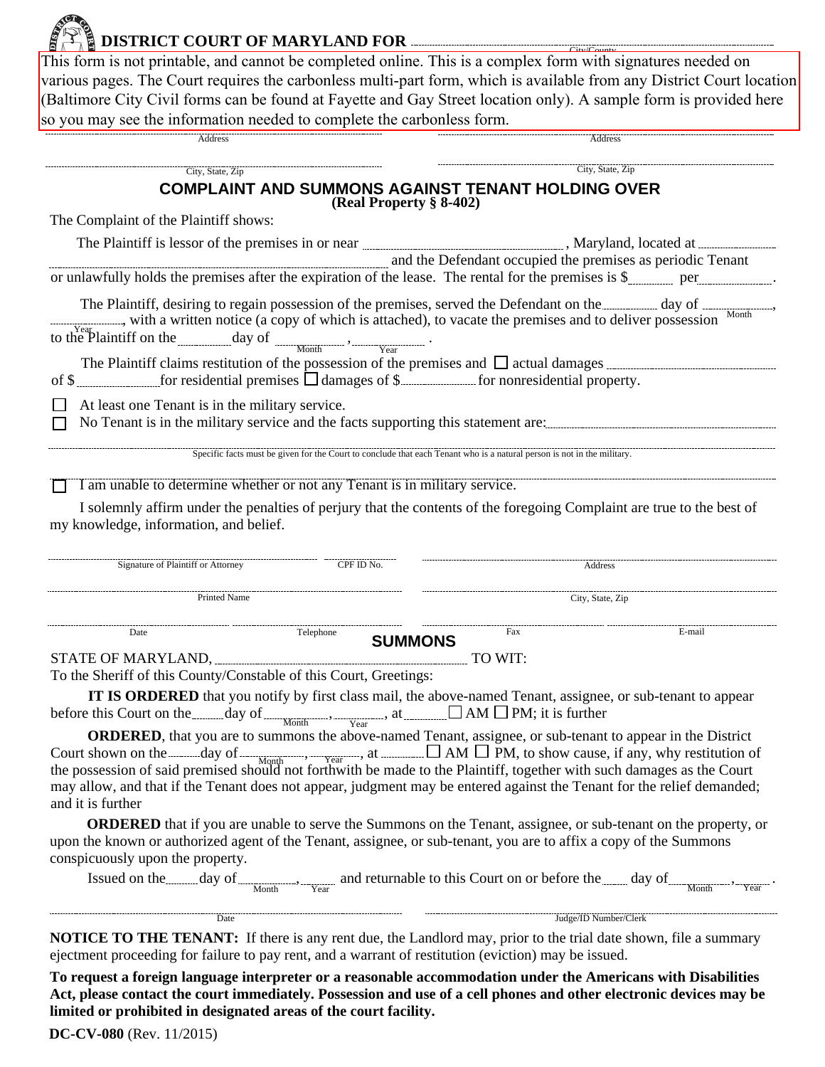# DISTRICT COURT OF MARYLAND FOR ______________________
City/County

This form is not printable, and cannot be completed online. This is a complex form with signatures needed on various pages. The Court requires the carbonless multi-part form, which is available from any District Court location (Baltimore City Civil forms can be found at Fayette and Gay Street location only). A sample form is provided here so you may see the information needed to complete the carbonless form.

______________________ Address ______________________ Address

______________________ City, State, Zip ______________________ City, State, Zip

## COMPLAINT AND SUMMONS AGAINST TENANT HOLDING OVER
**(Real Property § 8-402)**

The Complaint of the Plaintiff shows:

The Plaintiff is lessor of the premises in or near ______________________, Maryland, located at ______________________ and the Defendant occupied the premises as periodic Tenant or unlawfully holds the premises after the expiration of the lease. The rental for the premises is $________ per ____________.

The Plaintiff, desiring to regain possession of the premises, served the Defendant on the ________ day of ________ (Month), ________ (Year), with a written notice (a copy of which is attached), to vacate the premises and to deliver possession to the Plaintiff on the ________ day of ________ (Month), ________ (Year).

The Plaintiff claims restitution of the possession of the premises and ☐ actual damages ______________________ of $____________ for residential premises ☐ damages of $____________ for nonresidential property.

☐ At least one Tenant is in the military service.

☐ No Tenant is in the military service and the facts supporting this statement are: ______________________

______________________
Specific facts must be given for the Court to conclude that each Tenant who is a natural person is not in the military.

☐ I am unable to determine whether or not any Tenant is in military service.

I solemnly affirm under the penalties of perjury that the contents of the foregoing Complaint are true to the best of my knowledge, information, and belief.

______________________ Signature of Plaintiff or Attorney ____________ CPF ID No. ______________________ Address

______________________ Printed Name ______________________ City, State, Zip

____________ Date ____________ Telephone ____________ Fax ____________ E-mail

## SUMMONS

STATE OF MARYLAND, ______________________ TO WIT:

To the Sheriff of this County/Constable of this Court, Greetings:

**IT IS ORDERED** that you notify by first class mail, the above-named Tenant, assignee, or sub-tenant to appear before this Court on the ______ day of ________ (Month), ________ (Year), at ________ ☐ AM ☐ PM; it is further

**ORDERED**, that you are to summons the above-named Tenant, assignee, or sub-tenant to appear in the District Court shown on the ______ day of ________ (Month), ________ (Year), at ________ ☐ AM ☐ PM, to show cause, if any, why restitution of the possession of said premised should not forthwith be made to the Plaintiff, together with such damages as the Court may allow, and that if the Tenant does not appear, judgment may be entered against the Tenant for the relief demanded; and it is further

**ORDERED** that if you are unable to serve the Summons on the Tenant, assignee, or sub-tenant on the property, or upon the known or authorized agent of the Tenant, assignee, or sub-tenant, you are to affix a copy of the Summons conspicuously upon the property.

Issued on the ______ day of ________ (Month), ________ (Year) and returnable to this Court on or before the ______ day of ________ (Month), ________ (Year).

______________________ Date ______________________ Judge/ID Number/Clerk

**NOTICE TO THE TENANT:** If there is any rent due, the Landlord may, prior to the trial date shown, file a summary ejectment proceeding for failure to pay rent, and a warrant of restitution (eviction) may be issued.

**To request a foreign language interpreter or a reasonable accommodation under the Americans with Disabilities Act, please contact the court immediately. Possession and use of a cell phones and other electronic devices may be limited or prohibited in designated areas of the court facility.**

**DC-CV-080** (Rev. 11/2015)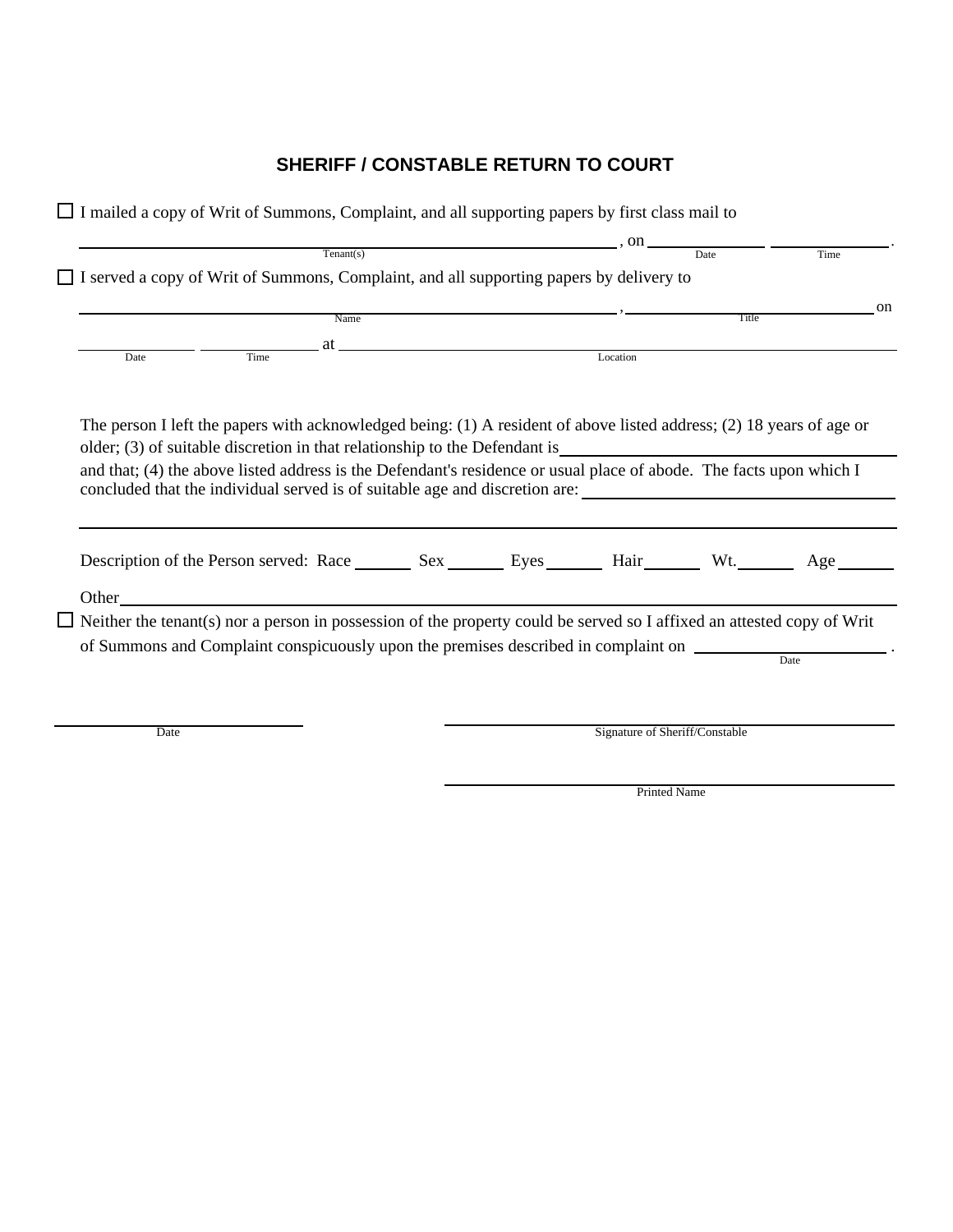## SHERIFF / CONSTABLE RETURN TO COURT

☐ I mailed a copy of Writ of Summons, Complaint, and all supporting papers by first class mail to

______________________________ , on ____________ ____________ .
Tenant(s) Date Time

☐ I served a copy of Writ of Summons, Complaint, and all supporting papers by delivery to

______________________________ , ______________________________ on
Name Title

____________ ____________ at ______________________________
Date Time Location

The person I left the papers with acknowledged being: (1) A resident of above listed address; (2) 18 years of age or older; (3) of suitable discretion in that relationship to the Defendant is ______________________________

and that; (4) the above listed address is the Defendant's residence or usual place of abode. The facts upon which I concluded that the individual served is of suitable age and discretion are: ______________________________

______________________________

Description of the Person served: Race ______ Sex ______ Eyes ______ Hair ______ Wt. ______ Age ______

Other ______________________________

☐ Neither the tenant(s) nor a person in possession of the property could be served so I affixed an attested copy of Writ of Summons and Complaint conspicuously upon the premises described in complaint on ____________ .
Date

____________________
Date

______________________________
Signature of Sheriff/Constable

______________________________
Printed Name